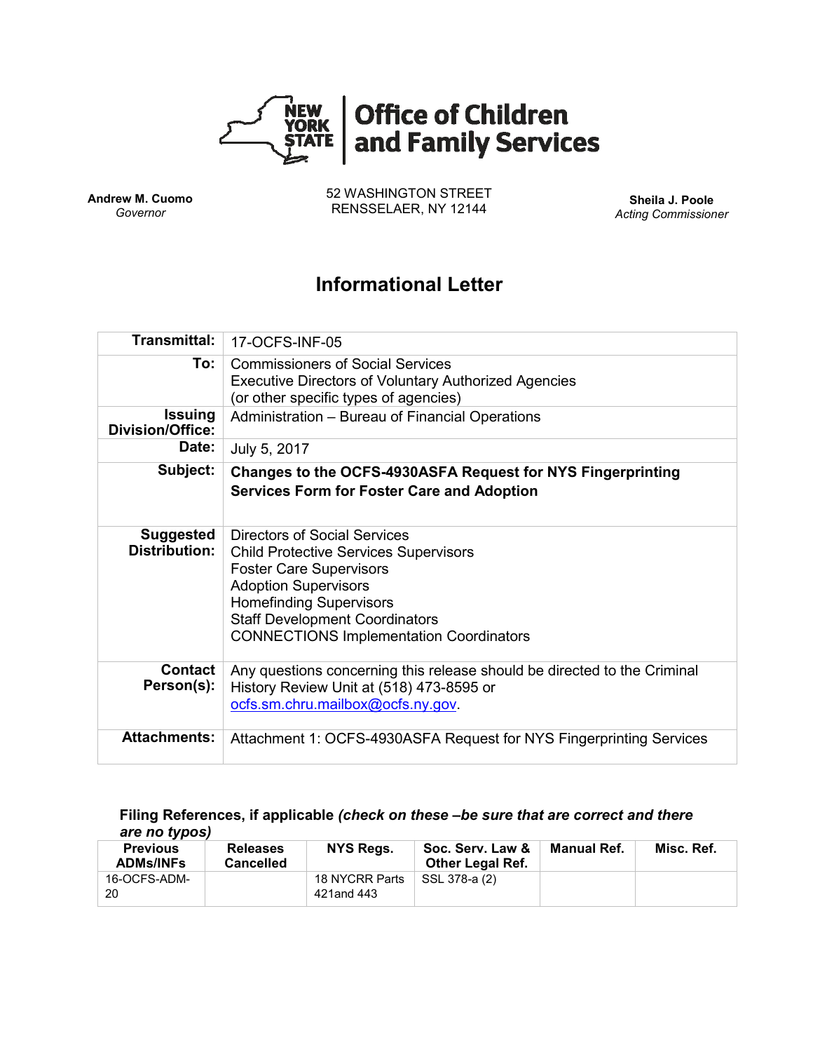**Office of Children and Family Services**

**Andrew M. Cuomo**
*Governor*

52 WASHINGTON STREET
RENSSELAER, NY 12144

**Sheila J. Poole**
*Acting Commissioner*

# Informational Letter

| | |
|---|---|
| **Transmittal:** | 17-OCFS-INF-05 |
| **To:** | Commissioners of Social Services<br>Executive Directors of Voluntary Authorized Agencies<br>(or other specific types of agencies) |
| **Issuing Division/Office:** | Administration – Bureau of Financial Operations |
| **Date:** | July 5, 2017 |
| **Subject:** | **Changes to the OCFS-4930ASFA Request for NYS Fingerprinting Services Form for Foster Care and Adoption** |
| **Suggested Distribution:** | Directors of Social Services<br>Child Protective Services Supervisors<br>Foster Care Supervisors<br>Adoption Supervisors<br>Homefinding Supervisors<br>Staff Development Coordinators<br>CONNECTIONS Implementation Coordinators |
| **Contact Person(s):** | Any questions concerning this release should be directed to the Criminal History Review Unit at (518) 473-8595 or ocfs.sm.chru.mailbox@ocfs.ny.gov. |
| **Attachments:** | Attachment 1: OCFS-4930ASFA Request for NYS Fingerprinting Services |

**Filing References, if applicable** ***(check on these –be sure that are correct and there are no typos)***

| Previous ADMs/INFs | Releases Cancelled | NYS Regs. | Soc. Serv. Law & Other Legal Ref. | Manual Ref. | Misc. Ref. |
|---|---|---|---|---|---|
| 16-OCFS-ADM-20 | | 18 NYCRR Parts 421and 443 | SSL 378-a (2) | | |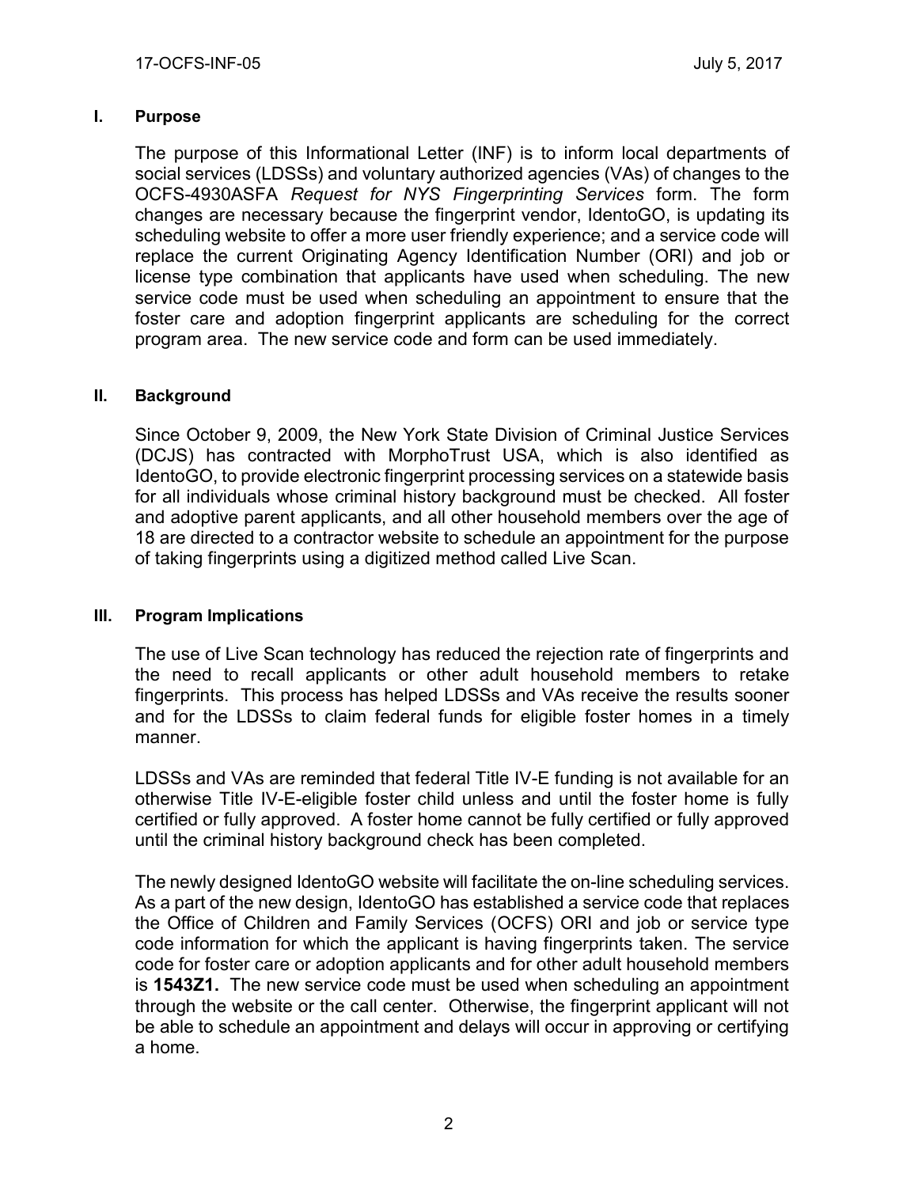## I. Purpose

The purpose of this Informational Letter (INF) is to inform local departments of social services (LDSSs) and voluntary authorized agencies (VAs) of changes to the OCFS-4930ASFA *Request for NYS Fingerprinting Services* form. The form changes are necessary because the fingerprint vendor, IdentoGO, is updating its scheduling website to offer a more user friendly experience; and a service code will replace the current Originating Agency Identification Number (ORI) and job or license type combination that applicants have used when scheduling. The new service code must be used when scheduling an appointment to ensure that the foster care and adoption fingerprint applicants are scheduling for the correct program area. The new service code and form can be used immediately.

## II. Background

Since October 9, 2009, the New York State Division of Criminal Justice Services (DCJS) has contracted with MorphoTrust USA, which is also identified as IdentoGO, to provide electronic fingerprint processing services on a statewide basis for all individuals whose criminal history background must be checked. All foster and adoptive parent applicants, and all other household members over the age of 18 are directed to a contractor website to schedule an appointment for the purpose of taking fingerprints using a digitized method called Live Scan.

## III. Program Implications

The use of Live Scan technology has reduced the rejection rate of fingerprints and the need to recall applicants or other adult household members to retake fingerprints. This process has helped LDSSs and VAs receive the results sooner and for the LDSSs to claim federal funds for eligible foster homes in a timely manner.

LDSSs and VAs are reminded that federal Title IV-E funding is not available for an otherwise Title IV-E-eligible foster child unless and until the foster home is fully certified or fully approved. A foster home cannot be fully certified or fully approved until the criminal history background check has been completed.

The newly designed IdentoGO website will facilitate the on-line scheduling services. As a part of the new design, IdentoGO has established a service code that replaces the Office of Children and Family Services (OCFS) ORI and job or service type code information for which the applicant is having fingerprints taken. The service code for foster care or adoption applicants and for other adult household members is **1543Z1.** The new service code must be used when scheduling an appointment through the website or the call center. Otherwise, the fingerprint applicant will not be able to schedule an appointment and delays will occur in approving or certifying a home.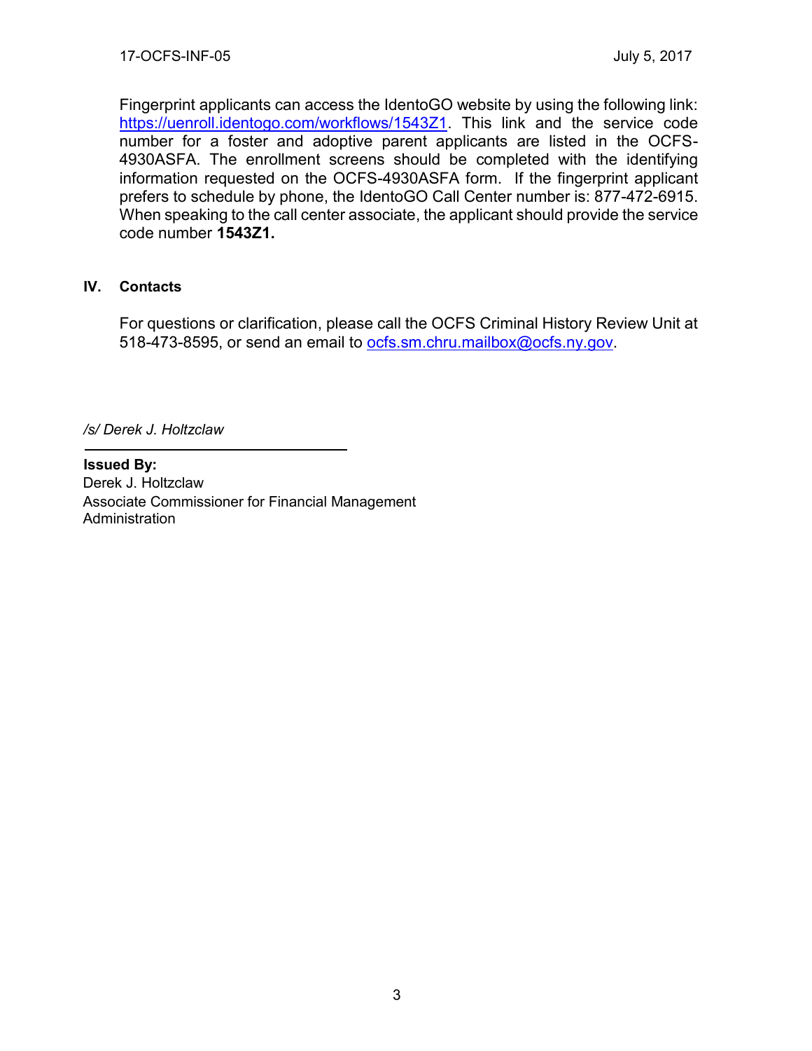Fingerprint applicants can access the IdentoGO website by using the following link: https://uenroll.identogo.com/workflows/1543Z1. This link and the service code number for a foster and adoptive parent applicants are listed in the OCFS-4930ASFA. The enrollment screens should be completed with the identifying information requested on the OCFS-4930ASFA form. If the fingerprint applicant prefers to schedule by phone, the IdentoGO Call Center number is: 877-472-6915. When speaking to the call center associate, the applicant should provide the service code number **1543Z1.**

## IV. Contacts

For questions or clarification, please call the OCFS Criminal History Review Unit at 518-473-8595, or send an email to ocfs.sm.chru.mailbox@ocfs.ny.gov.

*/s/ Derek J. Holtzclaw*

---

**Issued By:**
Derek J. Holtzclaw
Associate Commissioner for Financial Management
Administration